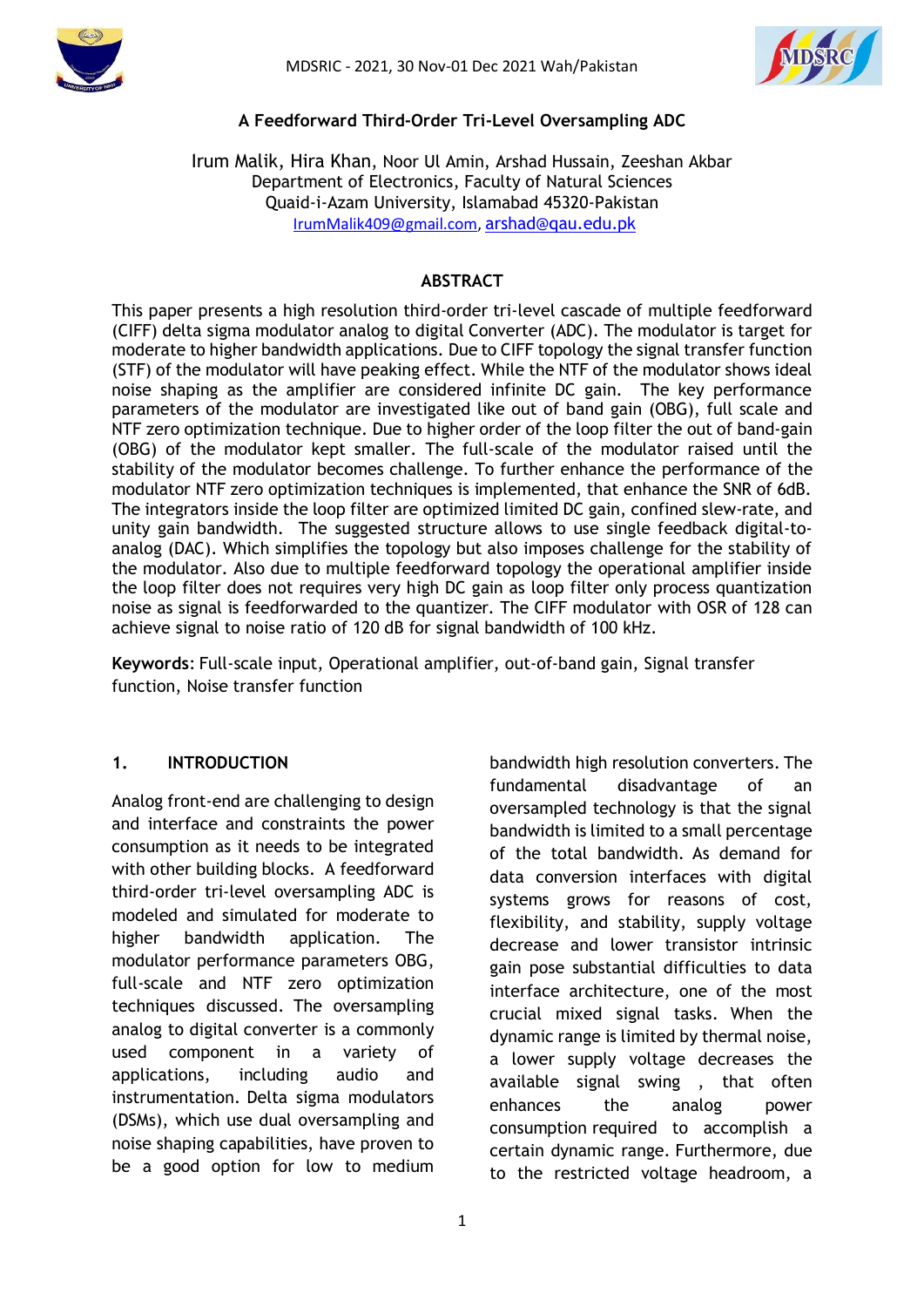# A Feedforward Third-Order Tri-Level Oversampling ADC

Irum Malik, Hira Khan, Noor Ul Amin, Arshad Hussain, Zeeshan Akbar
Department of Electronics, Faculty of Natural Sciences
Quaid-i-Azam University, Islamabad 45320-Pakistan
IrumMalik409@gmail.com, arshad@qau.edu.pk

## ABSTRACT

This paper presents a high resolution third-order tri-level cascade of multiple feedforward (CIFF) delta sigma modulator analog to digital Converter (ADC). The modulator is target for moderate to higher bandwidth applications. Due to CIFF topology the signal transfer function (STF) of the modulator will have peaking effect. While the NTF of the modulator shows ideal noise shaping as the amplifier are considered infinite DC gain. The key performance parameters of the modulator are investigated like out of band gain (OBG), full scale and NTF zero optimization technique. Due to higher order of the loop filter the out of band-gain (OBG) of the modulator kept smaller. The full-scale of the modulator raised until the stability of the modulator becomes challenge. To further enhance the performance of the modulator NTF zero optimization techniques is implemented, that enhance the SNR of 6dB. The integrators inside the loop filter are optimized limited DC gain, confined slew-rate, and unity gain bandwidth. The suggested structure allows to use single feedback digital-to-analog (DAC). Which simplifies the topology but also imposes challenge for the stability of the modulator. Also due to multiple feedforward topology the operational amplifier inside the loop filter does not requires very high DC gain as loop filter only process quantization noise as signal is feedforwarded to the quantizer. The CIFF modulator with OSR of 128 can achieve signal to noise ratio of 120 dB for signal bandwidth of 100 kHz.

**Keywords**: Full-scale input, Operational amplifier, out-of-band gain, Signal transfer function, Noise transfer function

## 1. INTRODUCTION

Analog front-end are challenging to design and interface and constraints the power consumption as it needs to be integrated with other building blocks. A feedforward third-order tri-level oversampling ADC is modeled and simulated for moderate to higher bandwidth application. The modulator performance parameters OBG, full-scale and NTF zero optimization techniques discussed. The oversampling analog to digital converter is a commonly used component in a variety of applications, including audio and instrumentation. Delta sigma modulators (DSMs), which use dual oversampling and noise shaping capabilities, have proven to be a good option for low to medium bandwidth high resolution converters. The fundamental disadvantage of an oversampled technology is that the signal bandwidth is limited to a small percentage of the total bandwidth. As demand for data conversion interfaces with digital systems grows for reasons of cost, flexibility, and stability, supply voltage decrease and lower transistor intrinsic gain pose substantial difficulties to data interface architecture, one of the most crucial mixed signal tasks. When the dynamic range is limited by thermal noise, a lower supply voltage decreases the available signal swing , that often enhances the analog power consumption required to accomplish a certain dynamic range. Furthermore, due to the restricted voltage headroom, a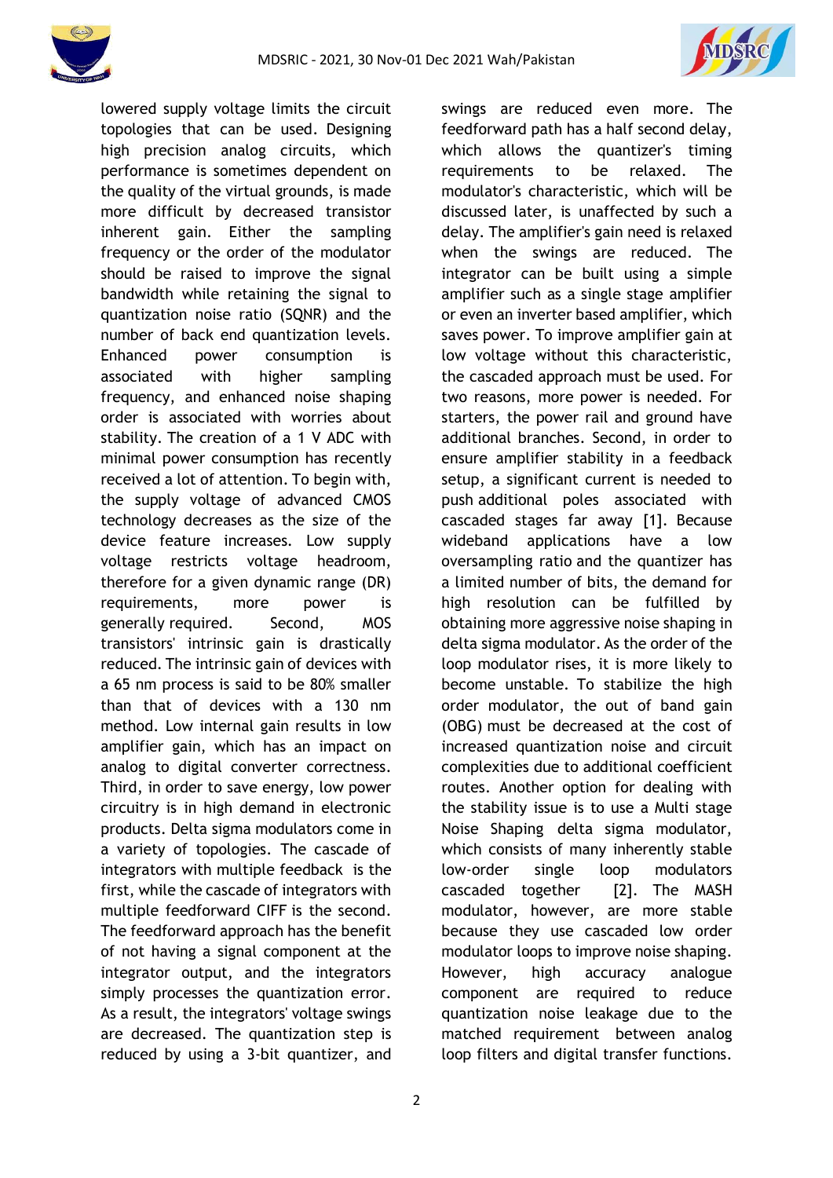lowered supply voltage limits the circuit topologies that can be used. Designing high precision analog circuits, which performance is sometimes dependent on the quality of the virtual grounds, is made more difficult by decreased transistor inherent gain. Either the sampling frequency or the order of the modulator should be raised to improve the signal bandwidth while retaining the signal to quantization noise ratio (SQNR) and the number of back end quantization levels. Enhanced power consumption is associated with higher sampling frequency, and enhanced noise shaping order is associated with worries about stability. The creation of a 1 V ADC with minimal power consumption has recently received a lot of attention. To begin with, the supply voltage of advanced CMOS technology decreases as the size of the device feature increases. Low supply voltage restricts voltage headroom, therefore for a given dynamic range (DR) requirements, more power is generally required. Second, MOS transistors' intrinsic gain is drastically reduced. The intrinsic gain of devices with a 65 nm process is said to be 80% smaller than that of devices with a 130 nm method. Low internal gain results in low amplifier gain, which has an impact on analog to digital converter correctness. Third, in order to save energy, low power circuitry is in high demand in electronic products. Delta sigma modulators come in a variety of topologies. The cascade of integrators with multiple feedback is the first, while the cascade of integrators with multiple feedforward CIFF is the second. The feedforward approach has the benefit of not having a signal component at the integrator output, and the integrators simply processes the quantization error. As a result, the integrators' voltage swings are decreased. The quantization step is reduced by using a 3-bit quantizer, and swings are reduced even more. The feedforward path has a half second delay, which allows the quantizer's timing requirements to be relaxed. The modulator's characteristic, which will be discussed later, is unaffected by such a delay. The amplifier's gain need is relaxed when the swings are reduced. The integrator can be built using a simple amplifier such as a single stage amplifier or even an inverter based amplifier, which saves power. To improve amplifier gain at low voltage without this characteristic, the cascaded approach must be used. For two reasons, more power is needed. For starters, the power rail and ground have additional branches. Second, in order to ensure amplifier stability in a feedback setup, a significant current is needed to push additional poles associated with cascaded stages far away [1]. Because wideband applications have a low oversampling ratio and the quantizer has a limited number of bits, the demand for high resolution can be fulfilled by obtaining more aggressive noise shaping in delta sigma modulator. As the order of the loop modulator rises, it is more likely to become unstable. To stabilize the high order modulator, the out of band gain (OBG) must be decreased at the cost of increased quantization noise and circuit complexities due to additional coefficient routes. Another option for dealing with the stability issue is to use a Multi stage Noise Shaping delta sigma modulator, which consists of many inherently stable low-order single loop modulators cascaded together [2]. The MASH modulator, however, are more stable because they use cascaded low order modulator loops to improve noise shaping. However, high accuracy analogue component are required to reduce quantization noise leakage due to the matched requirement between analog loop filters and digital transfer functions.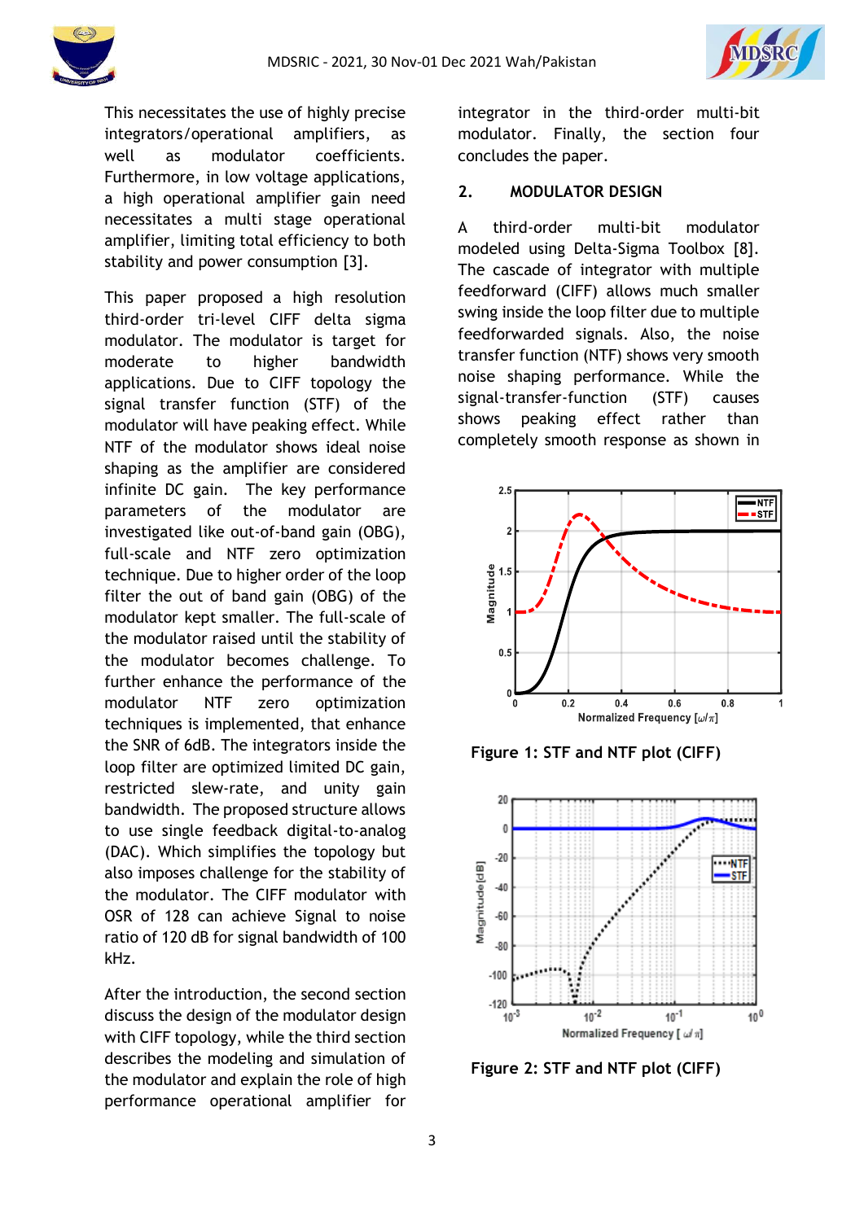This necessitates the use of highly precise integrators/operational amplifiers, as well as modulator coefficients. Furthermore, in low voltage applications, a high operational amplifier gain need necessitates a multi stage operational amplifier, limiting total efficiency to both stability and power consumption [3].

This paper proposed a high resolution third-order tri-level CIFF delta sigma modulator. The modulator is target for moderate to higher bandwidth applications. Due to CIFF topology the signal transfer function (STF) of the modulator will have peaking effect. While NTF of the modulator shows ideal noise shaping as the amplifier are considered infinite DC gain. The key performance parameters of the modulator are investigated like out-of-band gain (OBG), full-scale and NTF zero optimization technique. Due to higher order of the loop filter the out of band gain (OBG) of the modulator kept smaller. The full-scale of the modulator raised until the stability of the modulator becomes challenge. To further enhance the performance of the modulator NTF zero optimization techniques is implemented, that enhance the SNR of 6dB. The integrators inside the loop filter are optimized limited DC gain, restricted slew-rate, and unity gain bandwidth. The proposed structure allows to use single feedback digital-to-analog (DAC). Which simplifies the topology but also imposes challenge for the stability of the modulator. The CIFF modulator with OSR of 128 can achieve Signal to noise ratio of 120 dB for signal bandwidth of 100 kHz.

After the introduction, the second section discuss the design of the modulator design with CIFF topology, while the third section describes the modeling and simulation of the modulator and explain the role of high performance operational amplifier for integrator in the third-order multi-bit modulator. Finally, the section four concludes the paper.

## 2. MODULATOR DESIGN

A third-order multi-bit modulator modeled using Delta-Sigma Toolbox [8]. The cascade of integrator with multiple feedforward (CIFF) allows much smaller swing inside the loop filter due to multiple feedforwarded signals. Also, the noise transfer function (NTF) shows very smooth noise shaping performance. While the signal-transfer-function (STF) causes shows peaking effect rather than completely smooth response as shown in

**Figure 1: STF and NTF plot (CIFF)**

**Figure 2: STF and NTF plot (CIFF)**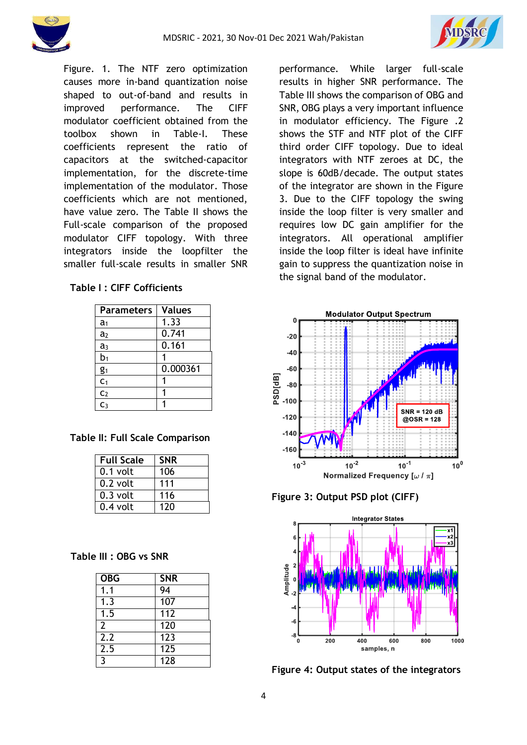Figure. 1. The NTF zero optimization causes more in-band quantization noise shaped to out-of-band and results in improved performance. The CIFF modulator coefficient obtained from the toolbox shown in Table-I. These coefficients represent the ratio of capacitors at the switched-capacitor implementation, for the discrete-time implementation of the modulator. Those coefficients which are not mentioned, have value zero. The Table II shows the Full-scale comparison of the proposed modulator CIFF topology. With three integrators inside the loopfilter the smaller full-scale results in smaller SNR

**Table I : CIFF Cofficients**

| Parameters | Values |
|---|---|
| $a_1$ | 1.33 |
| $a_2$ | 0.741 |
| $a_3$ | 0.161 |
| $b_1$ | 1 |
| $g_1$ | 0.000361 |
| $c_1$ | 1 |
| $c_2$ | 1 |
| $c_3$ | 1 |

**Table II: Full Scale Comparison**

| Full Scale | SNR |
|---|---|
| 0.1 volt | 106 |
| 0.2 volt | 111 |
| 0.3 volt | 116 |
| 0.4 volt | 120 |

**Table III : OBG vs SNR**

| OBG | SNR |
|---|---|
| 1.1 | 94 |
| 1.3 | 107 |
| 1.5 | 112 |
| 2 | 120 |
| 2.2 | 123 |
| 2.5 | 125 |
| 3 | 128 |

performance. While larger full-scale results in higher SNR performance. The Table III shows the comparison of OBG and SNR, OBG plays a very important influence in modulator efficiency. The Figure .2 shows the STF and NTF plot of the CIFF third order CIFF topology. Due to ideal integrators with NTF zeroes at DC, the slope is 60dB/decade. The output states of the integrator are shown in the Figure 3. Due to the CIFF topology the swing inside the loop filter is very smaller and requires low DC gain amplifier for the integrators. All operational amplifier inside the loop filter is ideal have infinite gain to suppress the quantization noise in the signal band of the modulator.

**Figure 3: Output PSD plot (CIFF)**

**Figure 4: Output states of the integrators**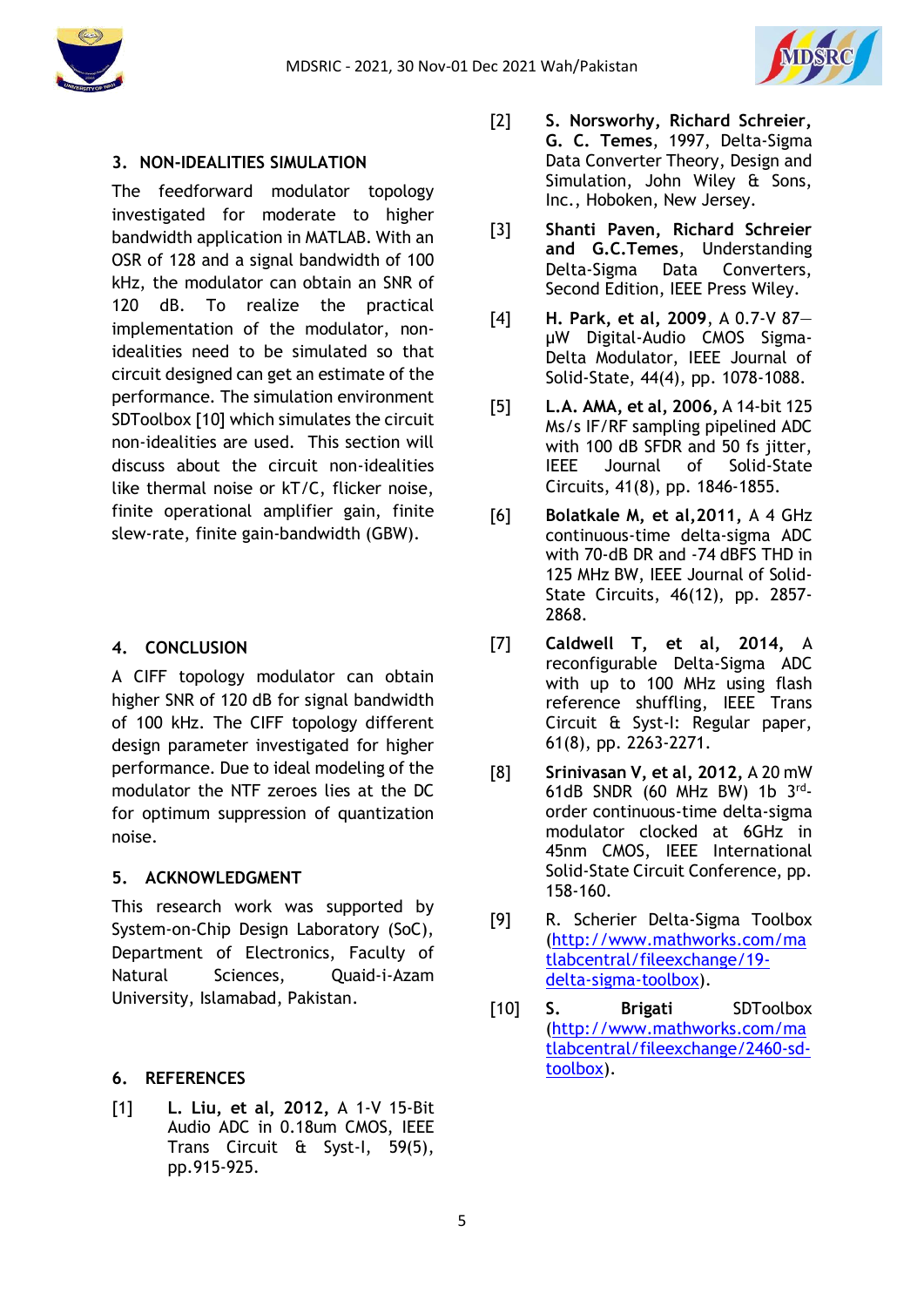## 3. NON-IDEALITIES SIMULATION

The feedforward modulator topology investigated for moderate to higher bandwidth application in MATLAB. With an OSR of 128 and a signal bandwidth of 100 kHz, the modulator can obtain an SNR of 120 dB. To realize the practical implementation of the modulator, non-idealities need to be simulated so that circuit designed can get an estimate of the performance. The simulation environment SDToolbox [10] which simulates the circuit non-idealities are used. This section will discuss about the circuit non-idealities like thermal noise or kT/C, flicker noise, finite operational amplifier gain, finite slew-rate, finite gain-bandwidth (GBW).

## 4. CONCLUSION

A CIFF topology modulator can obtain higher SNR of 120 dB for signal bandwidth of 100 kHz. The CIFF topology different design parameter investigated for higher performance. Due to ideal modeling of the modulator the NTF zeroes lies at the DC for optimum suppression of quantization noise.

## 5. ACKNOWLEDGMENT

This research work was supported by System-on-Chip Design Laboratory (SoC), Department of Electronics, Faculty of Natural Sciences, Quaid-i-Azam University, Islamabad, Pakistan.

## 6. REFERENCES

[1] **L. Liu, et al, 2012,** A 1-V 15-Bit Audio ADC in 0.18um CMOS, IEEE Trans Circuit & Syst-I, 59(5), pp.915-925.

[2] **S. Norsworhy, Richard Schreier, G. C. Temes**, 1997, Delta-Sigma Data Converter Theory, Design and Simulation, John Wiley & Sons, Inc., Hoboken, New Jersey.

[3] **Shanti Paven, Richard Schreier and G.C.Temes**, Understanding Delta-Sigma Data Converters, Second Edition, IEEE Press Wiley.

[4] **H. Park, et al, 2009**, A 0.7-V 87—µW Digital-Audio CMOS Sigma-Delta Modulator, IEEE Journal of Solid-State, 44(4), pp. 1078-1088.

[5] **L.A. AMA, et al, 2006,** A 14-bit 125 Ms/s IF/RF sampling pipelined ADC with 100 dB SFDR and 50 fs jitter, IEEE Journal of Solid-State Circuits, 41(8), pp. 1846-1855.

[6] **Bolatkale M, et al,2011,** A 4 GHz continuous-time delta-sigma ADC with 70-dB DR and -74 dBFS THD in 125 MHz BW, IEEE Journal of Solid-State Circuits, 46(12), pp. 2857-2868.

[7] **Caldwell T, et al, 2014,** A reconfigurable Delta-Sigma ADC with up to 100 MHz using flash reference shuffling, IEEE Trans Circuit & Syst-I: Regular paper, 61(8), pp. 2263-2271.

[8] **Srinivasan V, et al, 2012,** A 20 mW 61dB SNDR (60 MHz BW) 1b 3rd-order continuous-time delta-sigma modulator clocked at 6GHz in 45nm CMOS, IEEE International Solid-State Circuit Conference, pp. 158-160.

[9] R. Scherier Delta-Sigma Toolbox (http://www.mathworks.com/matlabcentral/fileexchange/19-delta-sigma-toolbox).

[10] **S. Brigati** SDToolbox (http://www.mathworks.com/matlabcentral/fileexchange/2460-sd-toolbox).